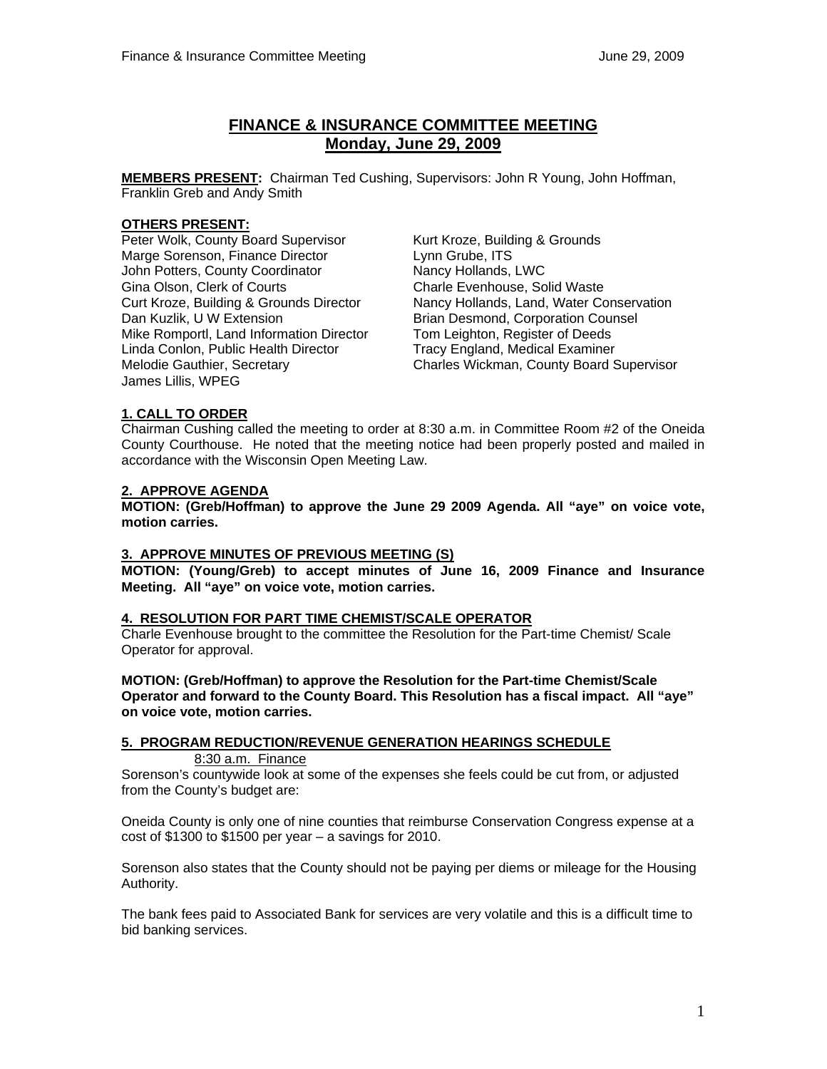# FINANCE & INSURANCE COMMITTEE MEETING
## Monday, June 29, 2009

**MEMBERS PRESENT:** Chairman Ted Cushing, Supervisors: John R Young, John Hoffman, Franklin Greb and Andy Smith

**OTHERS PRESENT:**

Peter Wolk, County Board Supervisor
Marge Sorenson, Finance Director
John Potters, County Coordinator
Gina Olson, Clerk of Courts
Curt Kroze, Building & Grounds Director
Dan Kuzlik, U W Extension
Mike Romportl, Land Information Director
Linda Conlon, Public Health Director
Melodie Gauthier, Secretary
James Lillis, WPEG
Kurt Kroze, Building & Grounds
Lynn Grube, ITS
Nancy Hollands, LWC
Charle Evenhouse, Solid Waste
Nancy Hollands, Land, Water Conservation
Brian Desmond, Corporation Counsel
Tom Leighton, Register of Deeds
Tracy England, Medical Examiner
Charles Wickman, County Board Supervisor

**1. CALL TO ORDER**

Chairman Cushing called the meeting to order at 8:30 a.m. in Committee Room #2 of the Oneida County Courthouse. He noted that the meeting notice had been properly posted and mailed in accordance with the Wisconsin Open Meeting Law.

**2. APPROVE AGENDA**

**MOTION: (Greb/Hoffman) to approve the June 29 2009 Agenda. All "aye" on voice vote, motion carries.**

**3. APPROVE MINUTES OF PREVIOUS MEETING (S)**

**MOTION: (Young/Greb) to accept minutes of June 16, 2009 Finance and Insurance Meeting. All "aye" on voice vote, motion carries.**

**4. RESOLUTION FOR PART TIME CHEMIST/SCALE OPERATOR**

Charle Evenhouse brought to the committee the Resolution for the Part-time Chemist/ Scale Operator for approval.

**MOTION: (Greb/Hoffman) to approve the Resolution for the Part-time Chemist/Scale Operator and forward to the County Board. This Resolution has a fiscal impact. All "aye" on voice vote, motion carries.**

**5. PROGRAM REDUCTION/REVENUE GENERATION HEARINGS SCHEDULE**

8:30 a.m. Finance

Sorenson's countywide look at some of the expenses she feels could be cut from, or adjusted from the County's budget are:

Oneida County is only one of nine counties that reimburse Conservation Congress expense at a cost of $1300 to $1500 per year – a savings for 2010.

Sorenson also states that the County should not be paying per diems or mileage for the Housing Authority.

The bank fees paid to Associated Bank for services are very volatile and this is a difficult time to bid banking services.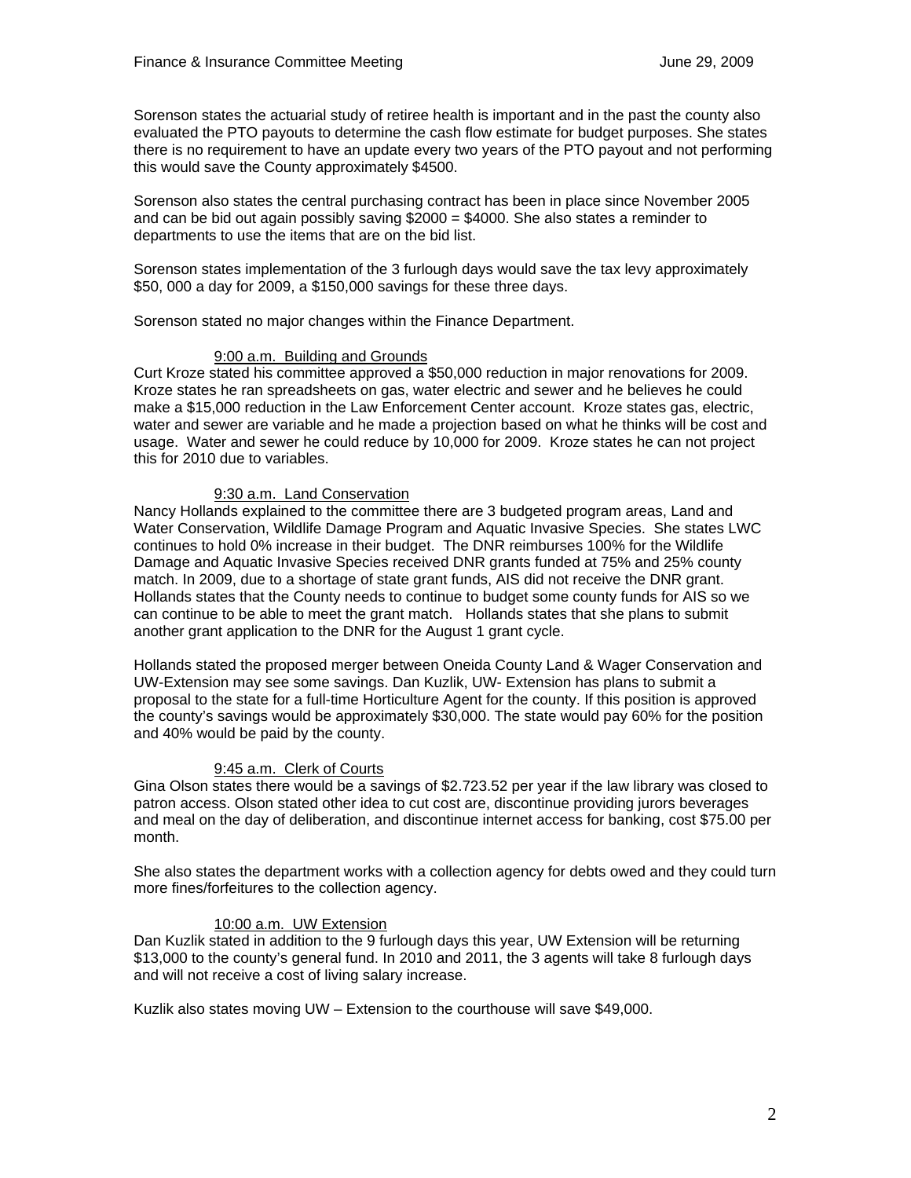Sorenson states the actuarial study of retiree health is important and in the past the county also evaluated the PTO payouts to determine the cash flow estimate for budget purposes. She states there is no requirement to have an update every two years of the PTO payout and not performing this would save the County approximately $4500.

Sorenson also states the central purchasing contract has been in place since November 2005 and can be bid out again possibly saving $2000 = $4000. She also states a reminder to departments to use the items that are on the bid list.

Sorenson states implementation of the 3 furlough days would save the tax levy approximately $50, 000 a day for 2009, a $150,000 savings for these three days.

Sorenson stated no major changes within the Finance Department.

9:00 a.m. Building and Grounds

Curt Kroze stated his committee approved a $50,000 reduction in major renovations for 2009. Kroze states he ran spreadsheets on gas, water electric and sewer and he believes he could make a $15,000 reduction in the Law Enforcement Center account. Kroze states gas, electric, water and sewer are variable and he made a projection based on what he thinks will be cost and usage. Water and sewer he could reduce by 10,000 for 2009. Kroze states he can not project this for 2010 due to variables.

9:30 a.m. Land Conservation

Nancy Hollands explained to the committee there are 3 budgeted program areas, Land and Water Conservation, Wildlife Damage Program and Aquatic Invasive Species. She states LWC continues to hold 0% increase in their budget. The DNR reimburses 100% for the Wildlife Damage and Aquatic Invasive Species received DNR grants funded at 75% and 25% county match. In 2009, due to a shortage of state grant funds, AIS did not receive the DNR grant. Hollands states that the County needs to continue to budget some county funds for AIS so we can continue to be able to meet the grant match. Hollands states that she plans to submit another grant application to the DNR for the August 1 grant cycle.

Hollands stated the proposed merger between Oneida County Land & Wager Conservation and UW-Extension may see some savings. Dan Kuzlik, UW- Extension has plans to submit a proposal to the state for a full-time Horticulture Agent for the county. If this position is approved the county's savings would be approximately $30,000. The state would pay 60% for the position and 40% would be paid by the county.

9:45 a.m. Clerk of Courts

Gina Olson states there would be a savings of $2.723.52 per year if the law library was closed to patron access. Olson stated other idea to cut cost are, discontinue providing jurors beverages and meal on the day of deliberation, and discontinue internet access for banking, cost $75.00 per month.

She also states the department works with a collection agency for debts owed and they could turn more fines/forfeitures to the collection agency.

10:00 a.m. UW Extension

Dan Kuzlik stated in addition to the 9 furlough days this year, UW Extension will be returning $13,000 to the county's general fund. In 2010 and 2011, the 3 agents will take 8 furlough days and will not receive a cost of living salary increase.

Kuzlik also states moving UW – Extension to the courthouse will save $49,000.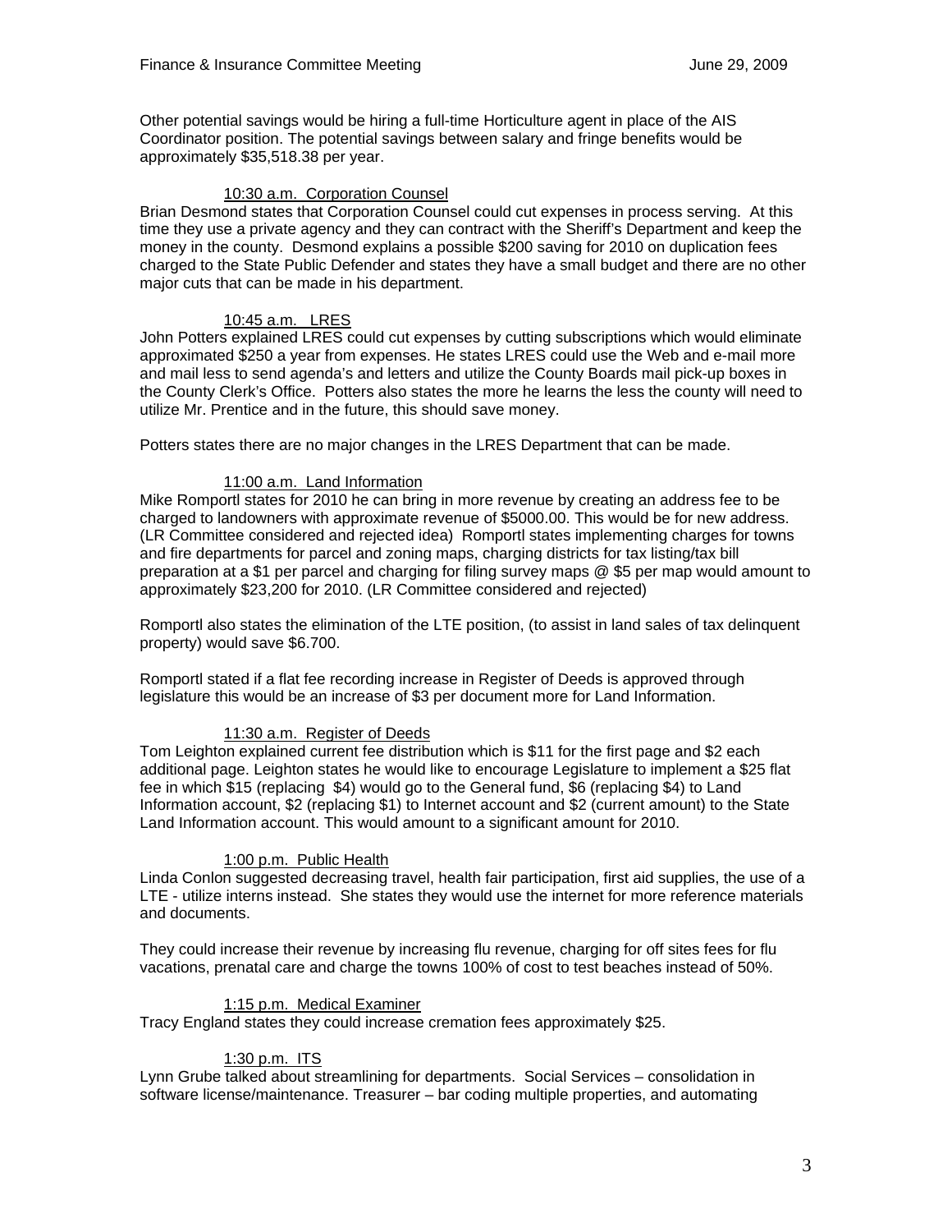Other potential savings would be hiring a full-time Horticulture agent in place of the AIS Coordinator position. The potential savings between salary and fringe benefits would be approximately $35,518.38 per year.

10:30 a.m. Corporation Counsel

Brian Desmond states that Corporation Counsel could cut expenses in process serving. At this time they use a private agency and they can contract with the Sheriff's Department and keep the money in the county. Desmond explains a possible $200 saving for 2010 on duplication fees charged to the State Public Defender and states they have a small budget and there are no other major cuts that can be made in his department.

10:45 a.m. LRES

John Potters explained LRES could cut expenses by cutting subscriptions which would eliminate approximated $250 a year from expenses. He states LRES could use the Web and e-mail more and mail less to send agenda's and letters and utilize the County Boards mail pick-up boxes in the County Clerk's Office. Potters also states the more he learns the less the county will need to utilize Mr. Prentice and in the future, this should save money.

Potters states there are no major changes in the LRES Department that can be made.

11:00 a.m. Land Information

Mike Romportl states for 2010 he can bring in more revenue by creating an address fee to be charged to landowners with approximate revenue of $5000.00. This would be for new address. (LR Committee considered and rejected idea) Romportl states implementing charges for towns and fire departments for parcel and zoning maps, charging districts for tax listing/tax bill preparation at a $1 per parcel and charging for filing survey maps @ $5 per map would amount to approximately $23,200 for 2010. (LR Committee considered and rejected)

Romportl also states the elimination of the LTE position, (to assist in land sales of tax delinquent property) would save $6.700.

Romportl stated if a flat fee recording increase in Register of Deeds is approved through legislature this would be an increase of $3 per document more for Land Information.

11:30 a.m. Register of Deeds

Tom Leighton explained current fee distribution which is $11 for the first page and $2 each additional page. Leighton states he would like to encourage Legislature to implement a $25 flat fee in which $15 (replacing $4) would go to the General fund, $6 (replacing $4) to Land Information account, $2 (replacing $1) to Internet account and $2 (current amount) to the State Land Information account. This would amount to a significant amount for 2010.

1:00 p.m. Public Health

Linda Conlon suggested decreasing travel, health fair participation, first aid supplies, the use of a LTE - utilize interns instead. She states they would use the internet for more reference materials and documents.

They could increase their revenue by increasing flu revenue, charging for off sites fees for flu vacations, prenatal care and charge the towns 100% of cost to test beaches instead of 50%.

1:15 p.m. Medical Examiner

Tracy England states they could increase cremation fees approximately $25.

1:30 p.m. ITS

Lynn Grube talked about streamlining for departments. Social Services – consolidation in software license/maintenance. Treasurer – bar coding multiple properties, and automating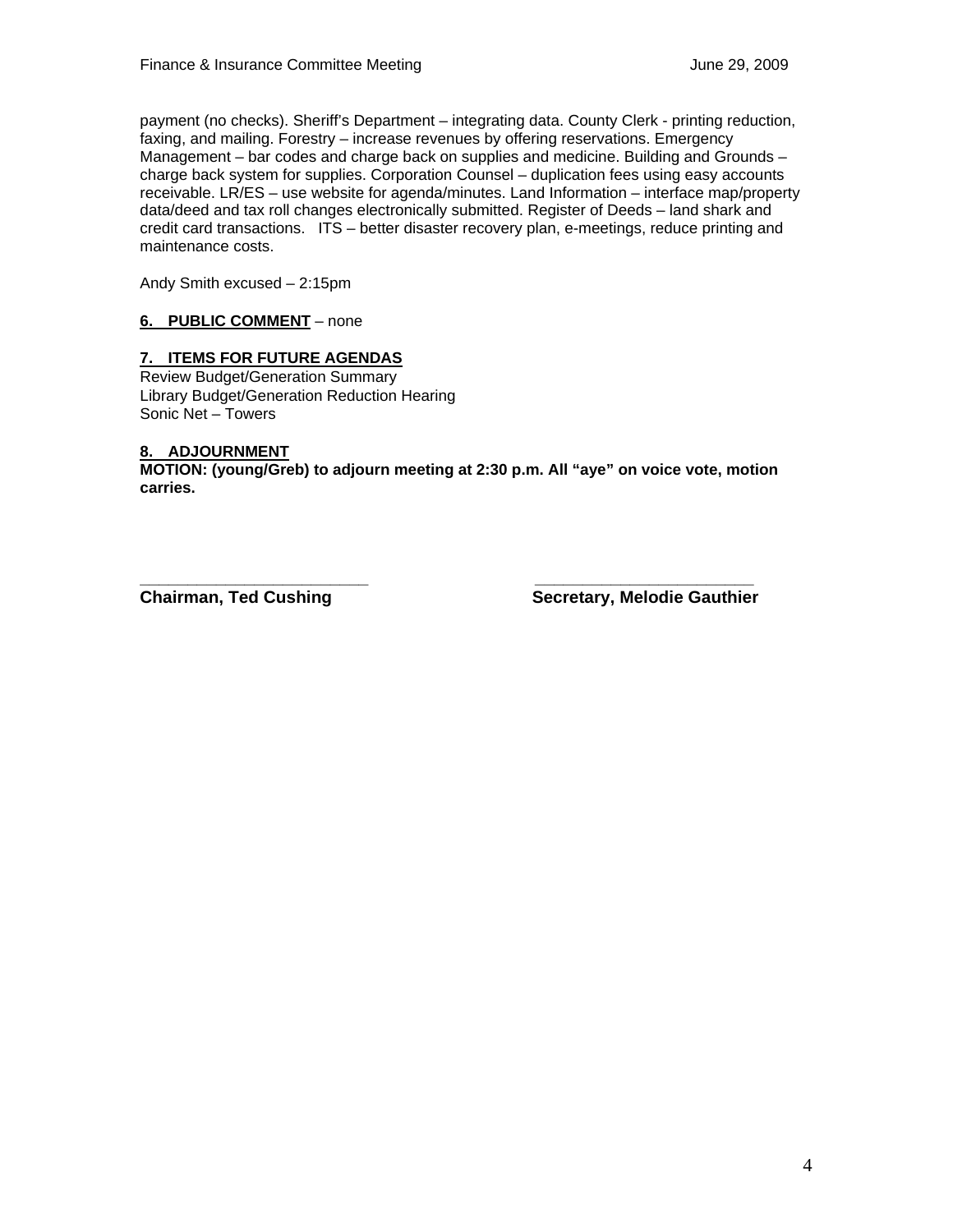payment (no checks). Sheriff's Department – integrating data. County Clerk - printing reduction, faxing, and mailing. Forestry – increase revenues by offering reservations. Emergency Management – bar codes and charge back on supplies and medicine. Building and Grounds – charge back system for supplies. Corporation Counsel – duplication fees using easy accounts receivable. LR/ES – use website for agenda/minutes. Land Information – interface map/property data/deed and tax roll changes electronically submitted. Register of Deeds – land shark and credit card transactions. ITS – better disaster recovery plan, e-meetings, reduce printing and maintenance costs.

Andy Smith excused – 2:15pm

**6. PUBLIC COMMENT** – none

**7. ITEMS FOR FUTURE AGENDAS**

Review Budget/Generation Summary
Library Budget/Generation Reduction Hearing
Sonic Net – Towers

**8. ADJOURNMENT**

**MOTION: (young/Greb) to adjourn meeting at 2:30 p.m. All "aye" on voice vote, motion carries.**

_________________________ _________________________

**Chairman, Ted Cushing** **Secretary, Melodie Gauthier**